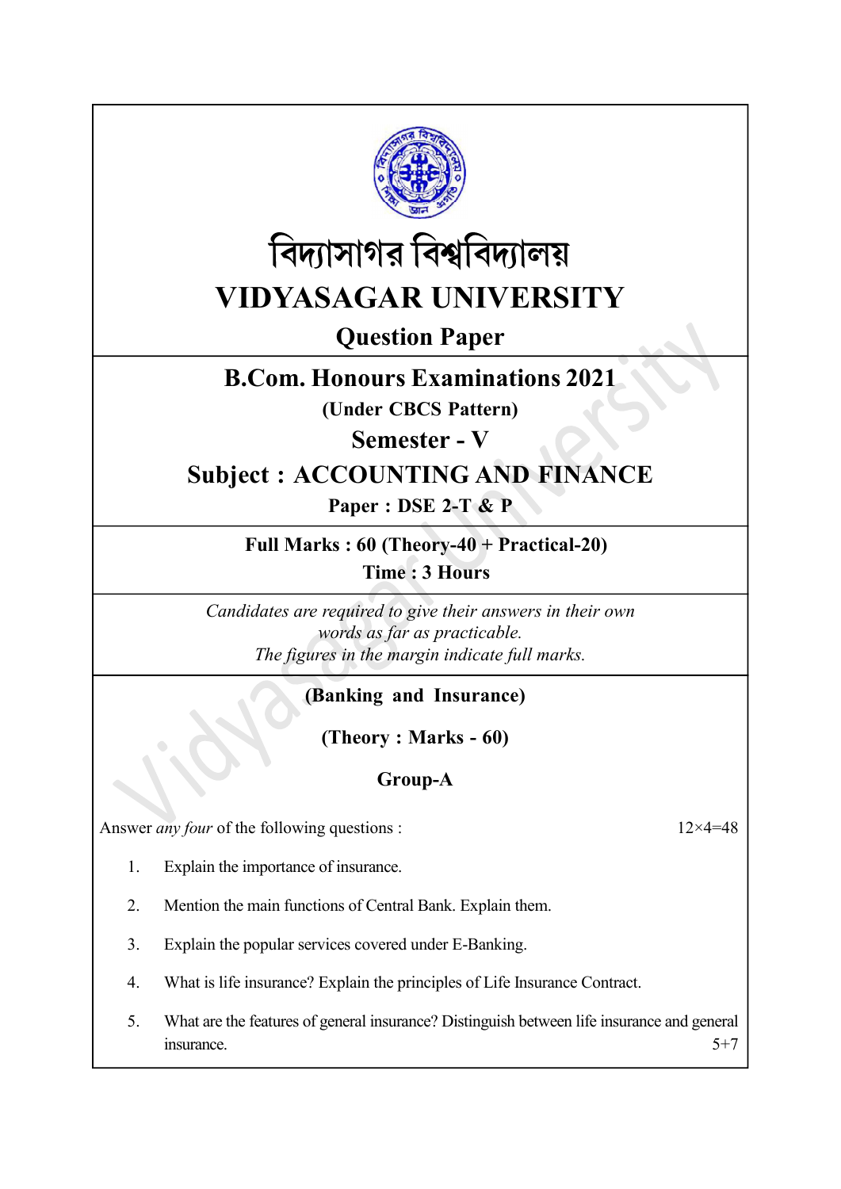# বিদ্যাসাগর বিশ্ববিদ্যালয়

# VIDYASAGAR UNIVERSITY

## Question Paper

## B.Com. Honours Examinations 2021

**(Under CBCS Pattern)**

## Semester - V

## Subject : ACCOUNTING AND FINANCE

**Paper : DSE 2-T & P**

**Full Marks : 60 (Theory-40 + Practical-20)**

**Time : 3 Hours**

*Candidates are required to give their answers in their own words as far as practicable.*
*The figures in the margin indicate full marks.*

**(Banking and Insurance)**

**(Theory : Marks - 60)**

**Group-A**

Answer *any four* of the following questions : 12×4=48

1. Explain the importance of insurance.

2. Mention the main functions of Central Bank. Explain them.

3. Explain the popular services covered under E-Banking.

4. What is life insurance? Explain the principles of Life Insurance Contract.

5. What are the features of general insurance? Distinguish between life insurance and general insurance. 5+7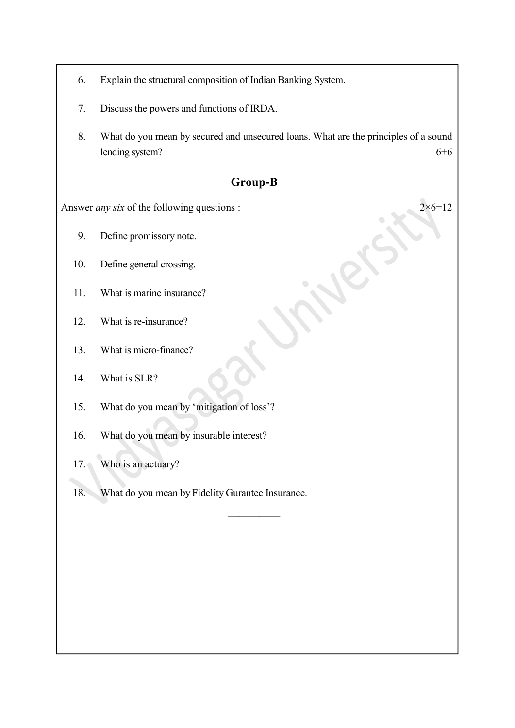6. Explain the structural composition of Indian Banking System.

7. Discuss the powers and functions of IRDA.

8. What do you mean by secured and unsecured loans. What are the principles of a sound lending system? 6+6

## Group-B

Answer *any six* of the following questions : $2 \times 6 = 12$

9. Define promissory note.

10. Define general crossing.

11. What is marine insurance?

12. What is re-insurance?

13. What is micro-finance?

14. What is SLR?

15. What do you mean by 'mitigation of loss'?

16. What do you mean by insurable interest?

17. Who is an actuary?

18. What do you mean by Fidelity Gurantee Insurance.

———————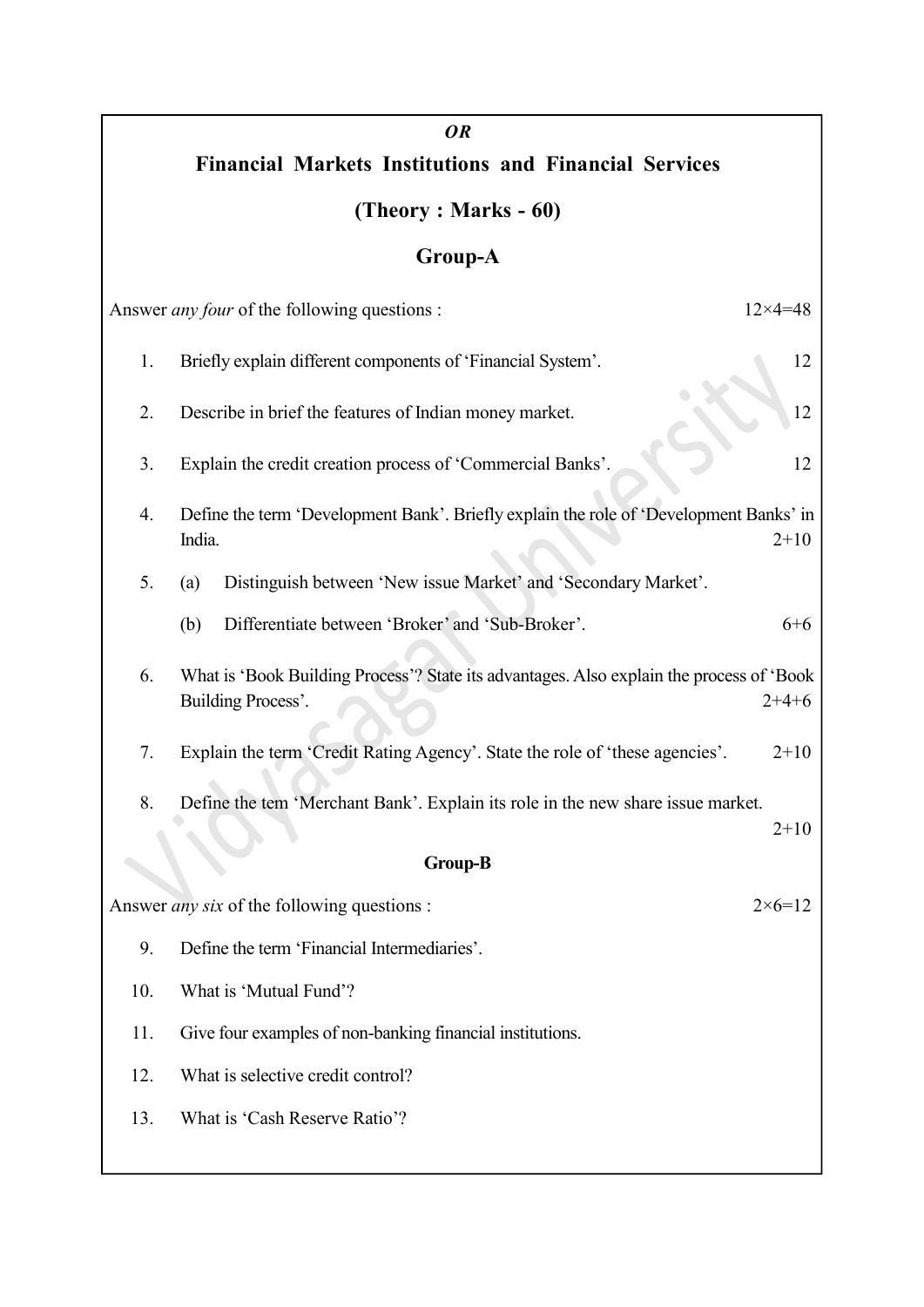***OR***

## Financial Markets Institutions and Financial Services

## (Theory : Marks - 60)

## Group-A

Answer *any four* of the following questions : 12×4=48

1. Briefly explain different components of 'Financial System'. 12

2. Describe in brief the features of Indian money market. 12

3. Explain the credit creation process of 'Commercial Banks'. 12

4. Define the term 'Development Bank'. Briefly explain the role of 'Development Banks' in India. 2+10

5. (a) Distinguish between 'New issue Market' and 'Secondary Market'.

   (b) Differentiate between 'Broker' and 'Sub-Broker'. 6+6

6. What is 'Book Building Process'? State its advantages. Also explain the process of 'Book Building Process'. 2+4+6

7. Explain the term 'Credit Rating Agency'. State the role of 'these agencies'. 2+10

8. Define the tem 'Merchant Bank'. Explain its role in the new share issue market. 2+10

### Group-B

Answer *any six* of the following questions : 2×6=12

9. Define the term 'Financial Intermediaries'.

10. What is 'Mutual Fund'?

11. Give four examples of non-banking financial institutions.

12. What is selective credit control?

13. What is 'Cash Reserve Ratio'?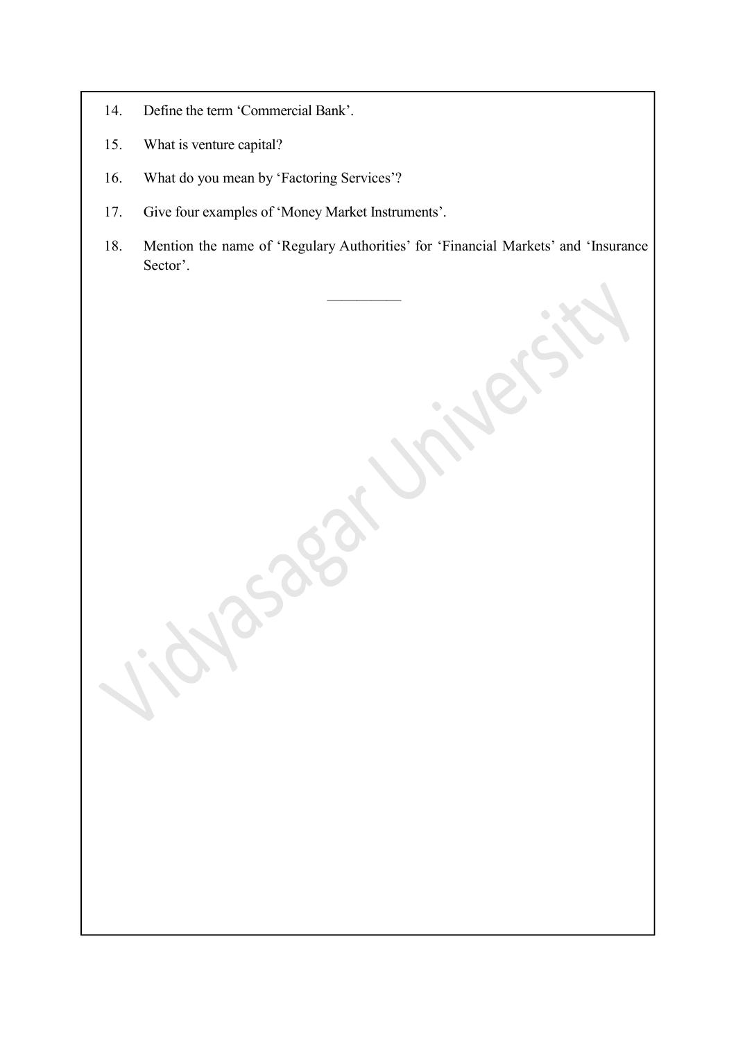14. Define the term 'Commercial Bank'.

15. What is venture capital?

16. What do you mean by 'Factoring Services'?

17. Give four examples of 'Money Market Instruments'.

18. Mention the name of 'Regulary Authorities' for 'Financial Markets' and 'Insurance Sector'.

———————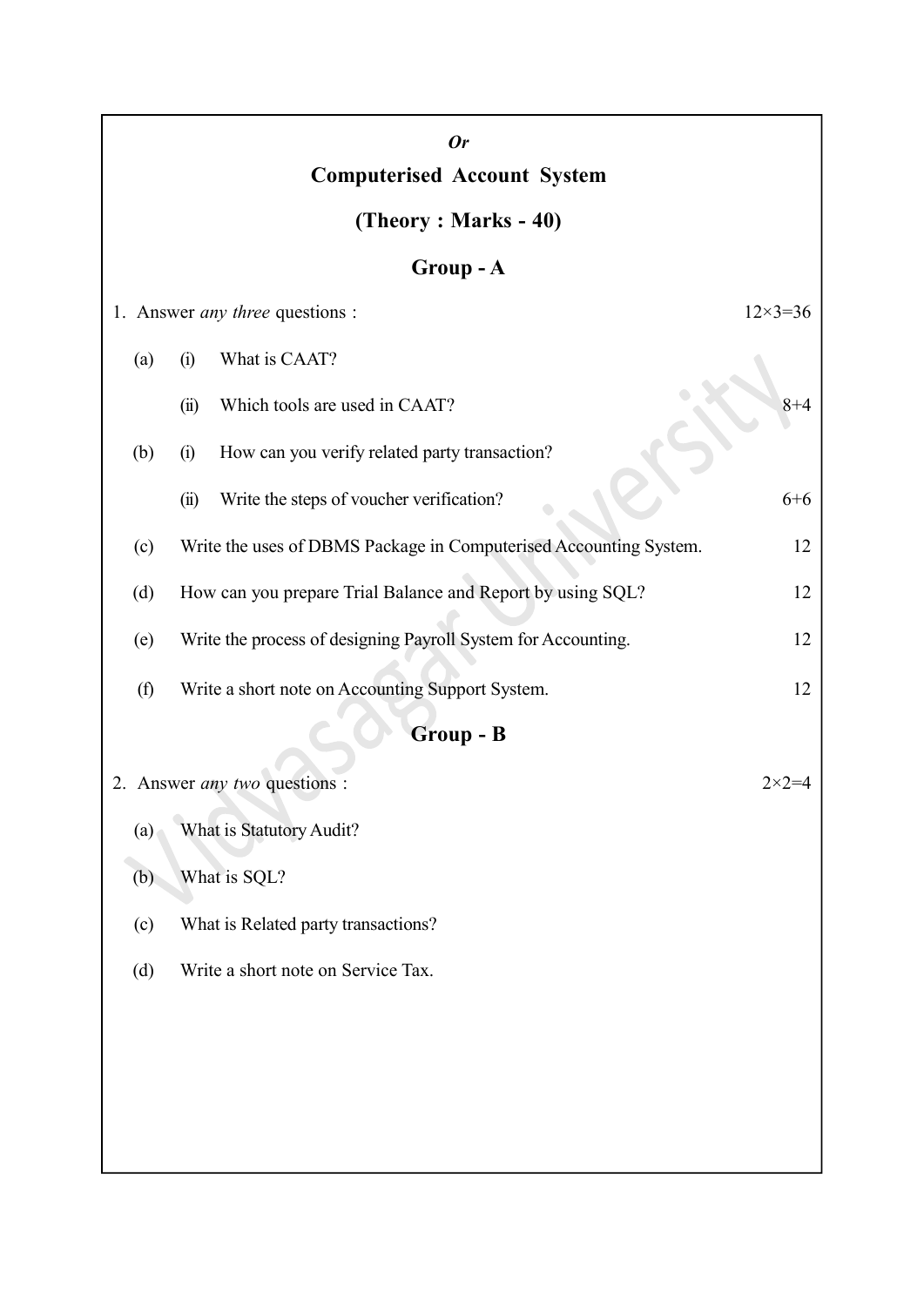*Or*

## Computerised Account System

### (Theory : Marks - 40)

### Group - A

1. Answer *any three* questions : 12×3=36

(a) (i) What is CAAT?

(ii) Which tools are used in CAAT? 8+4

(b) (i) How can you verify related party transaction?

(ii) Write the steps of voucher verification? 6+6

(c) Write the uses of DBMS Package in Computerised Accounting System. 12

(d) How can you prepare Trial Balance and Report by using SQL? 12

(e) Write the process of designing Payroll System for Accounting. 12

(f) Write a short note on Accounting Support System. 12

### Group - B

2. Answer *any two* questions : 2×2=4

(a) What is Statutory Audit?

(b) What is SQL?

(c) What is Related party transactions?

(d) Write a short note on Service Tax.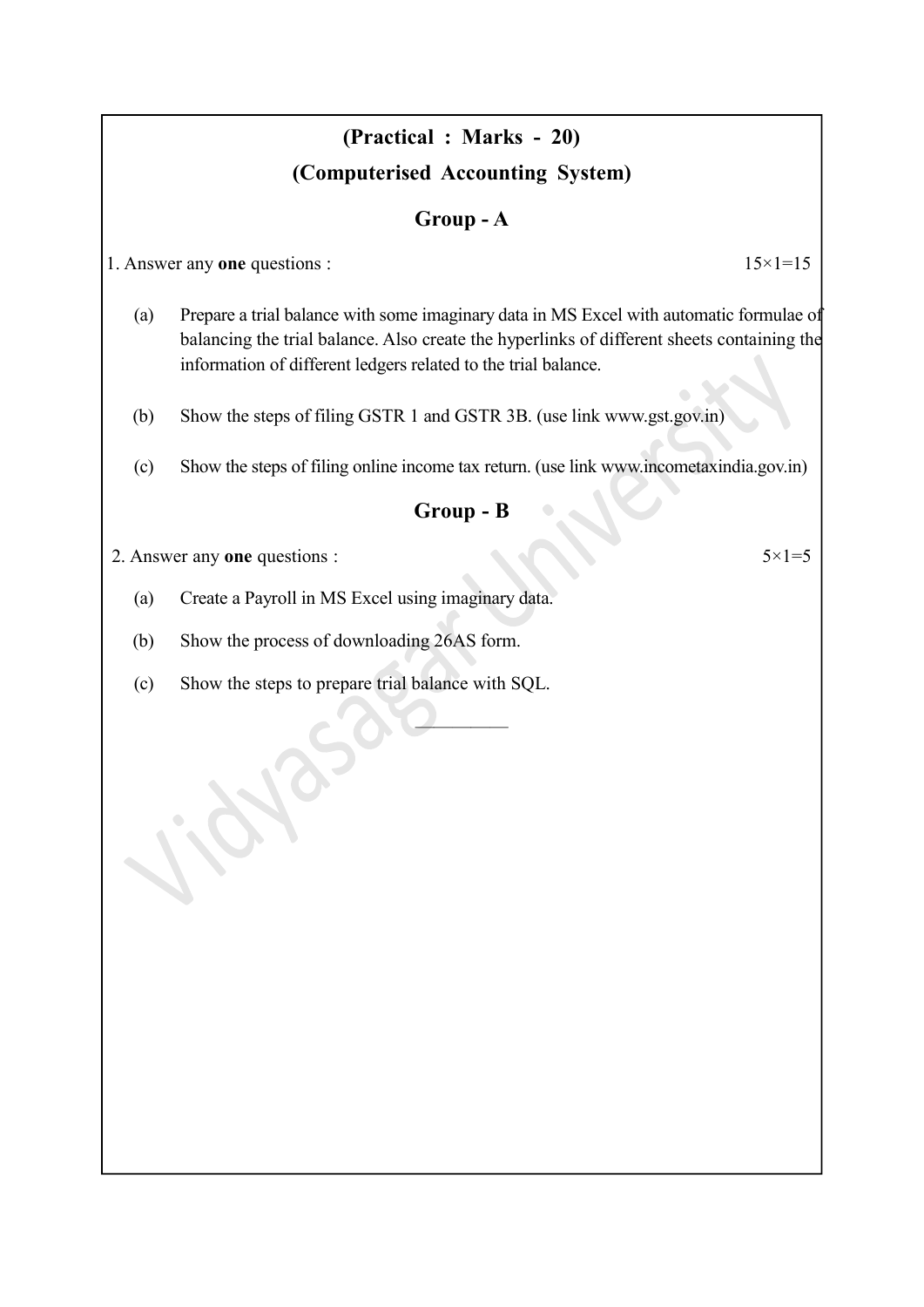## (Practical : Marks - 20)

## (Computerised Accounting System)

### Group - A

1. Answer any **one** questions : 15×1=15

(a) Prepare a trial balance with some imaginary data in MS Excel with automatic formulae of balancing the trial balance. Also create the hyperlinks of different sheets containing the information of different ledgers related to the trial balance.

(b) Show the steps of filing GSTR 1 and GSTR 3B. (use link www.gst.gov.in)

(c) Show the steps of filing online income tax return. (use link www.incometaxindia.gov.in)

### Group - B

2. Answer any **one** questions : 5×1=5

(a) Create a Payroll in MS Excel using imaginary data.

(b) Show the process of downloading 26AS form.

(c) Show the steps to prepare trial balance with SQL.